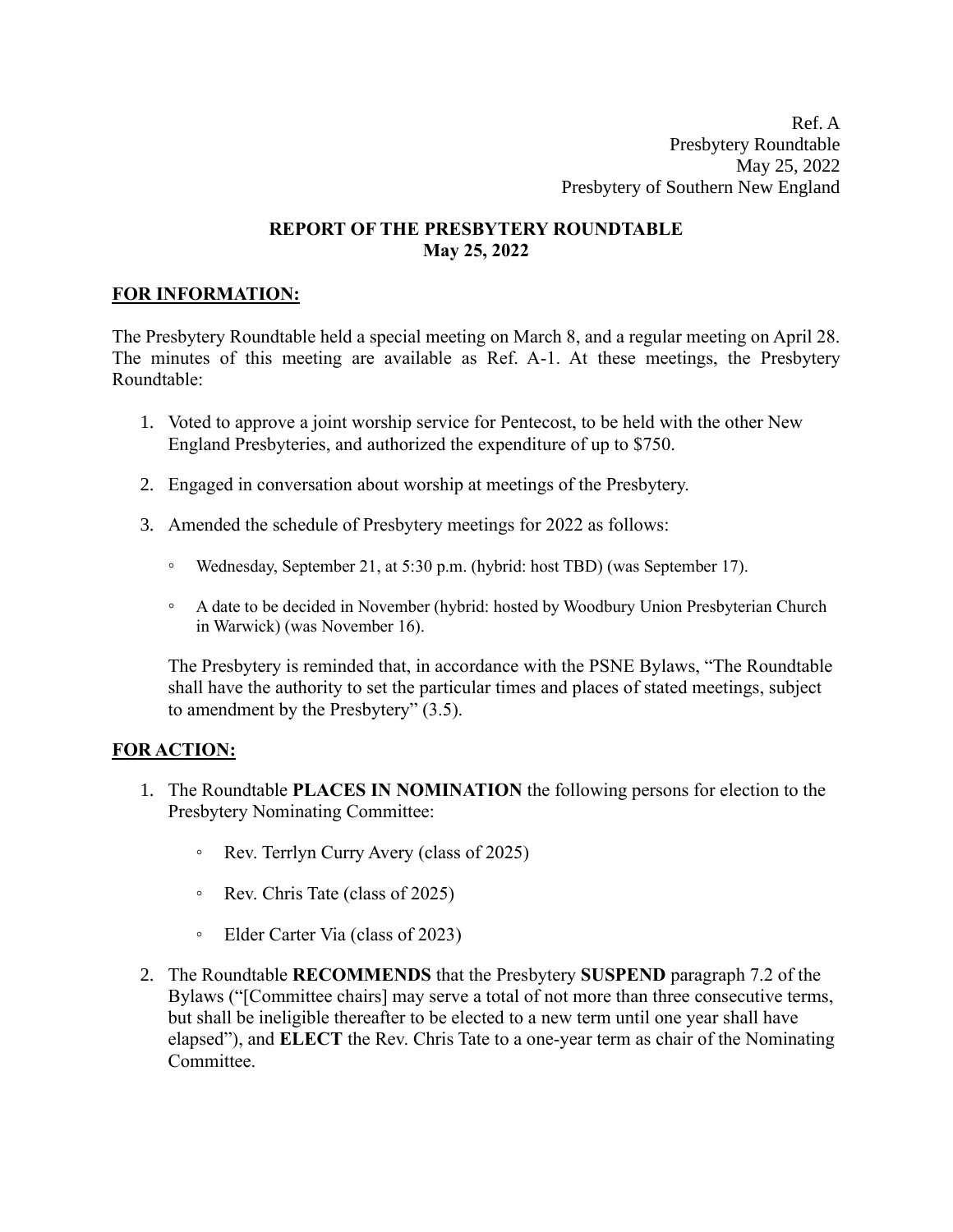Ref. A
Presbytery Roundtable
May 25, 2022
Presbytery of Southern New England

## REPORT OF THE PRESBYTERY ROUNDTABLE
## May 25, 2022

### FOR INFORMATION:

The Presbytery Roundtable held a special meeting on March 8, and a regular meeting on April 28. The minutes of this meeting are available as Ref. A-1. At these meetings, the Presbytery Roundtable:

1. Voted to approve a joint worship service for Pentecost, to be held with the other New England Presbyteries, and authorized the expenditure of up to $750.
2. Engaged in conversation about worship at meetings of the Presbytery.
3. Amended the schedule of Presbytery meetings for 2022 as follows:
   - Wednesday, September 21, at 5:30 p.m. (hybrid: host TBD) (was September 17).
   - A date to be decided in November (hybrid: hosted by Woodbury Union Presbyterian Church in Warwick) (was November 16).

   The Presbytery is reminded that, in accordance with the PSNE Bylaws, "The Roundtable shall have the authority to set the particular times and places of stated meetings, subject to amendment by the Presbytery" (3.5).

### FOR ACTION:

1. The Roundtable **PLACES IN NOMINATION** the following persons for election to the Presbytery Nominating Committee:
   - Rev. Terrlyn Curry Avery (class of 2025)
   - Rev. Chris Tate (class of 2025)
   - Elder Carter Via (class of 2023)
2. The Roundtable **RECOMMENDS** that the Presbytery **SUSPEND** paragraph 7.2 of the Bylaws ("[Committee chairs] may serve a total of not more than three consecutive terms, but shall be ineligible thereafter to be elected to a new term until one year shall have elapsed"), and **ELECT** the Rev. Chris Tate to a one-year term as chair of the Nominating Committee.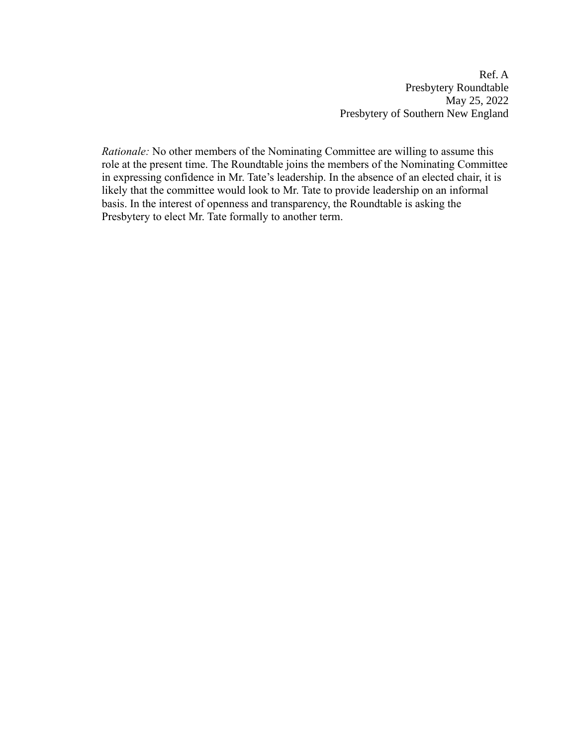Ref. A
Presbytery Roundtable
May 25, 2022
Presbytery of Southern New England

*Rationale:* No other members of the Nominating Committee are willing to assume this role at the present time. The Roundtable joins the members of the Nominating Committee in expressing confidence in Mr. Tate's leadership. In the absence of an elected chair, it is likely that the committee would look to Mr. Tate to provide leadership on an informal basis. In the interest of openness and transparency, the Roundtable is asking the Presbytery to elect Mr. Tate formally to another term.